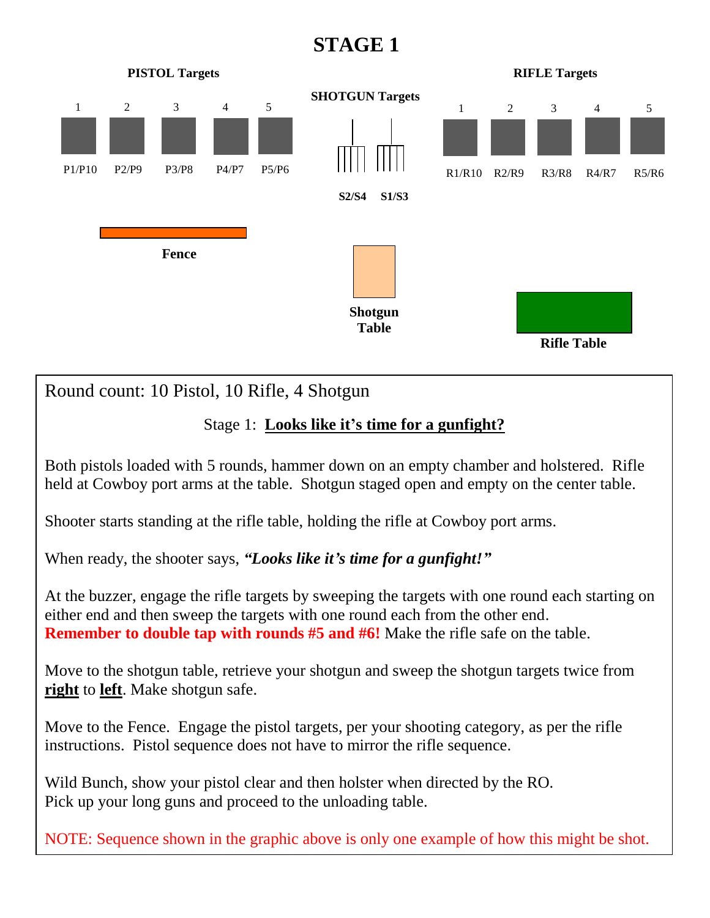# STAGE 1

**PISTOL Targets**

1 2 3 4 5

P1/P10 P2/P9 P3/P8 P4/P7 P5/P6

**SHOTGUN Targets**

**S2/S4** **S1/S3**

**RIFLE Targets**

1 2 3 4 5

R1/R10 R2/R9 R3/R8 R4/R7 R5/R6

**Fence**

**Shotgun Table**

**Rifle Table**

Round count: 10 Pistol, 10 Rifle, 4 Shotgun

Stage 1: **Looks like it's time for a gunfight?**

Both pistols loaded with 5 rounds, hammer down on an empty chamber and holstered. Rifle held at Cowboy port arms at the table. Shotgun staged open and empty on the center table.

Shooter starts standing at the rifle table, holding the rifle at Cowboy port arms.

When ready, the shooter says, ***"Looks like it's time for a gunfight!"***

At the buzzer, engage the rifle targets by sweeping the targets with one round each starting on either end and then sweep the targets with one round each from the other end. **Remember to double tap with rounds #5 and #6!** Make the rifle safe on the table.

Move to the shotgun table, retrieve your shotgun and sweep the shotgun targets twice from **right** to **left**. Make shotgun safe.

Move to the Fence. Engage the pistol targets, per your shooting category, as per the rifle instructions. Pistol sequence does not have to mirror the rifle sequence.

Wild Bunch, show your pistol clear and then holster when directed by the RO.
Pick up your long guns and proceed to the unloading table.

NOTE: Sequence shown in the graphic above is only one example of how this might be shot.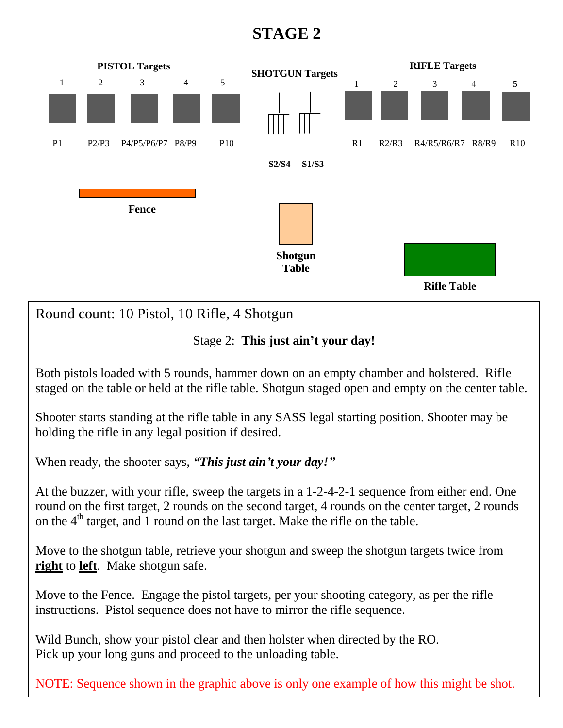# STAGE 2

**PISTOL Targets**

| 1 | 2 | 3 | 4 | 5 |
|---|---|---|---|---|
| P1 | P2/P3 | P4/P5/P6/P7 | P8/P9 | P10 |

**SHOTGUN Targets**

S2/S4 S1/S3

**RIFLE Targets**

| 1 | 2 | 3 | 4 | 5 |
|---|---|---|---|---|
| R1 | R2/R3 | R4/R5/R6/R7 | R8/R9 | R10 |

**Fence**

**Shotgun Table**

**Rifle Table**

Round count: 10 Pistol, 10 Rifle, 4 Shotgun

Stage 2: **This just ain't your day!**

Both pistols loaded with 5 rounds, hammer down on an empty chamber and holstered. Rifle staged on the table or held at the rifle table. Shotgun staged open and empty on the center table.

Shooter starts standing at the rifle table in any SASS legal starting position. Shooter may be holding the rifle in any legal position if desired.

When ready, the shooter says, ***"This just ain't your day!"***

At the buzzer, with your rifle, sweep the targets in a 1-2-4-2-1 sequence from either end. One round on the first target, 2 rounds on the second target, 4 rounds on the center target, 2 rounds on the 4th target, and 1 round on the last target. Make the rifle on the table.

Move to the shotgun table, retrieve your shotgun and sweep the shotgun targets twice from **right** to **left**. Make shotgun safe.

Move to the Fence. Engage the pistol targets, per your shooting category, as per the rifle instructions. Pistol sequence does not have to mirror the rifle sequence.

Wild Bunch, show your pistol clear and then holster when directed by the RO.
Pick up your long guns and proceed to the unloading table.

NOTE: Sequence shown in the graphic above is only one example of how this might be shot.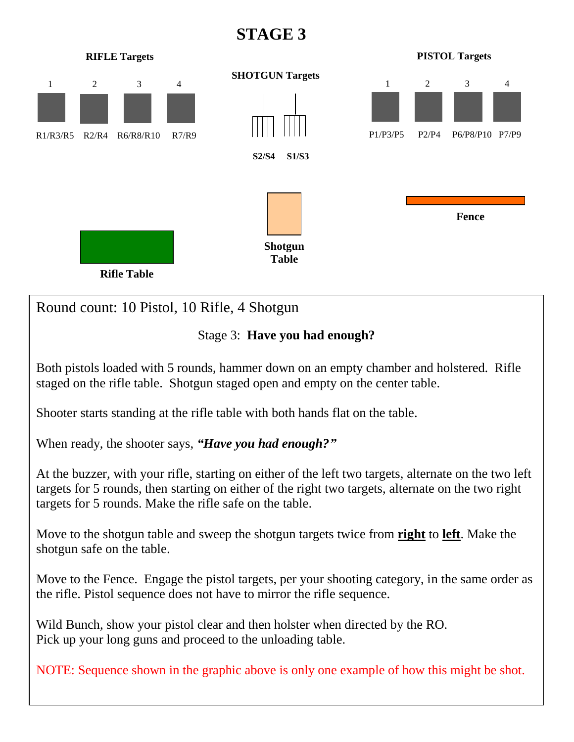# STAGE 3

**RIFLE Targets**

1 2 3 4

R1/R3/R5 R2/R4 R6/R8/R10 R7/R9

**SHOTGUN Targets**

**S2/S4** **S1/S3**

**PISTOL Targets**

1 2 3 4

P1/P3/P5 P2/P4 P6/P8/P10 P7/P9

**Fence**

**Shotgun Table**

**Rifle Table**

Round count: 10 Pistol, 10 Rifle, 4 Shotgun

Stage 3: **Have you had enough?**

Both pistols loaded with 5 rounds, hammer down on an empty chamber and holstered. Rifle staged on the rifle table. Shotgun staged open and empty on the center table.

Shooter starts standing at the rifle table with both hands flat on the table.

When ready, the shooter says, ***"Have you had enough?"***

At the buzzer, with your rifle, starting on either of the left two targets, alternate on the two left targets for 5 rounds, then starting on either of the right two targets, alternate on the two right targets for 5 rounds. Make the rifle safe on the table.

Move to the shotgun table and sweep the shotgun targets twice from **right** to **left**. Make the shotgun safe on the table.

Move to the Fence. Engage the pistol targets, per your shooting category, in the same order as the rifle. Pistol sequence does not have to mirror the rifle sequence.

Wild Bunch, show your pistol clear and then holster when directed by the RO.
Pick up your long guns and proceed to the unloading table.

NOTE: Sequence shown in the graphic above is only one example of how this might be shot.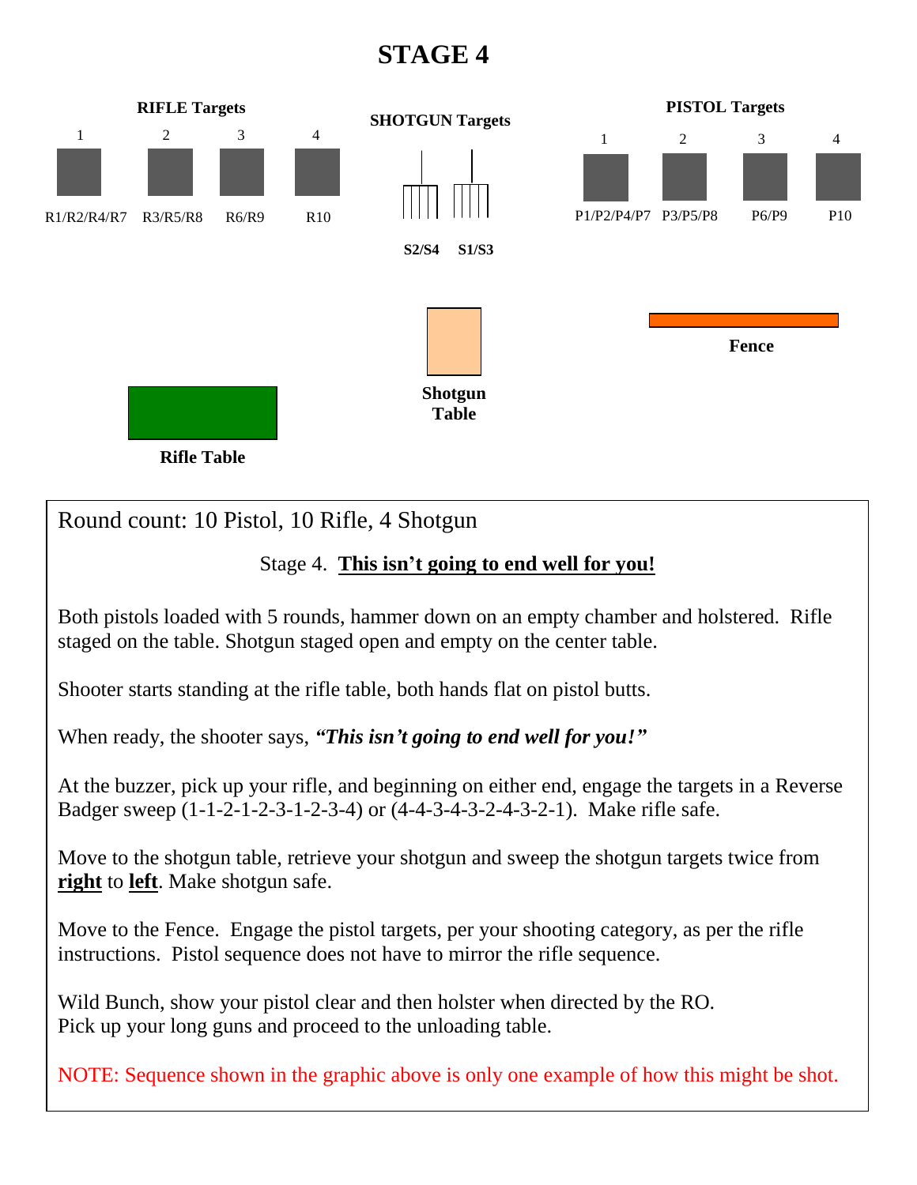# STAGE 4

**RIFLE Targets**

1 2 3 4

R1/R2/R4/R7 R3/R5/R8 R6/R9 R10

**SHOTGUN Targets**

**S2/S4** **S1/S3**

**PISTOL Targets**

1 2 3 4

P1/P2/P4/P7 P3/P5/P8 P6/P9 P10

**Shotgun Table**

**Fence**

**Rifle Table**

Round count: 10 Pistol, 10 Rifle, 4 Shotgun

Stage 4. **This isn't going to end well for you!**

Both pistols loaded with 5 rounds, hammer down on an empty chamber and holstered. Rifle staged on the table. Shotgun staged open and empty on the center table.

Shooter starts standing at the rifle table, both hands flat on pistol butts.

When ready, the shooter says, ***"This isn't going to end well for you!"***

At the buzzer, pick up your rifle, and beginning on either end, engage the targets in a Reverse Badger sweep (1-1-2-1-2-3-1-2-3-4) or (4-4-3-4-3-2-4-3-2-1). Make rifle safe.

Move to the shotgun table, retrieve your shotgun and sweep the shotgun targets twice from **right** to **left**. Make shotgun safe.

Move to the Fence. Engage the pistol targets, per your shooting category, as per the rifle instructions. Pistol sequence does not have to mirror the rifle sequence.

Wild Bunch, show your pistol clear and then holster when directed by the RO.
Pick up your long guns and proceed to the unloading table.

NOTE: Sequence shown in the graphic above is only one example of how this might be shot.